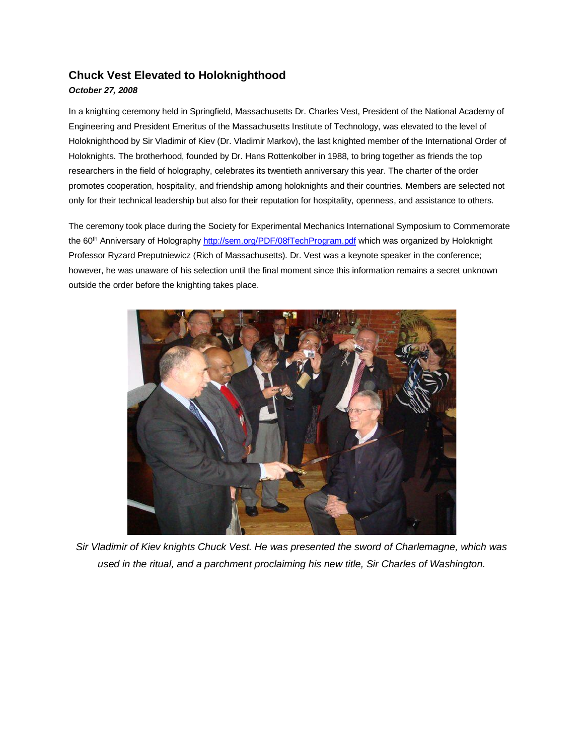# Chuck Vest Elevated to Holoknighthood

***October 27, 2008***

In a knighting ceremony held in Springfield, Massachusetts Dr. Charles Vest, President of the National Academy of Engineering and President Emeritus of the Massachusetts Institute of Technology, was elevated to the level of Holoknighthood by Sir Vladimir of Kiev (Dr. Vladimir Markov), the last knighted member of the International Order of Holoknights. The brotherhood, founded by Dr. Hans Rottenkolber in 1988, to bring together as friends the top researchers in the field of holography, celebrates its twentieth anniversary this year. The charter of the order promotes cooperation, hospitality, and friendship among holoknights and their countries. Members are selected not only for their technical leadership but also for their reputation for hospitality, openness, and assistance to others.

The ceremony took place during the Society for Experimental Mechanics International Symposium to Commemorate the 60th Anniversary of Holography http://sem.org/PDF/08fTechProgram.pdf which was organized by Holoknight Professor Ryzard Preputniewicz (Rich of Massachusetts). Dr. Vest was a keynote speaker in the conference; however, he was unaware of his selection until the final moment since this information remains a secret unknown outside the order before the knighting takes place.

*Sir Vladimir of Kiev knights Chuck Vest. He was presented the sword of Charlemagne, which was used in the ritual, and a parchment proclaiming his new title, Sir Charles of Washington.*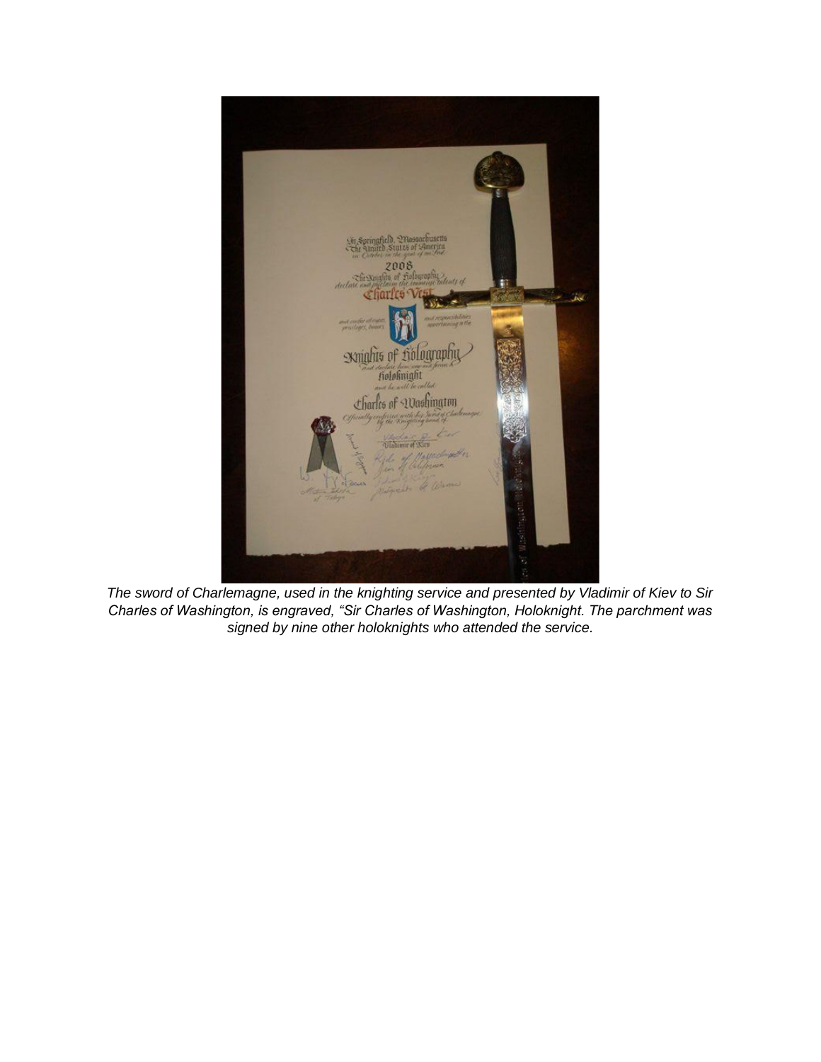*The sword of Charlemagne, used in the knighting service and presented by Vladimir of Kiev to Sir Charles of Washington, is engraved, "Sir Charles of Washington, Holoknight. The parchment was signed by nine other holoknights who attended the service.*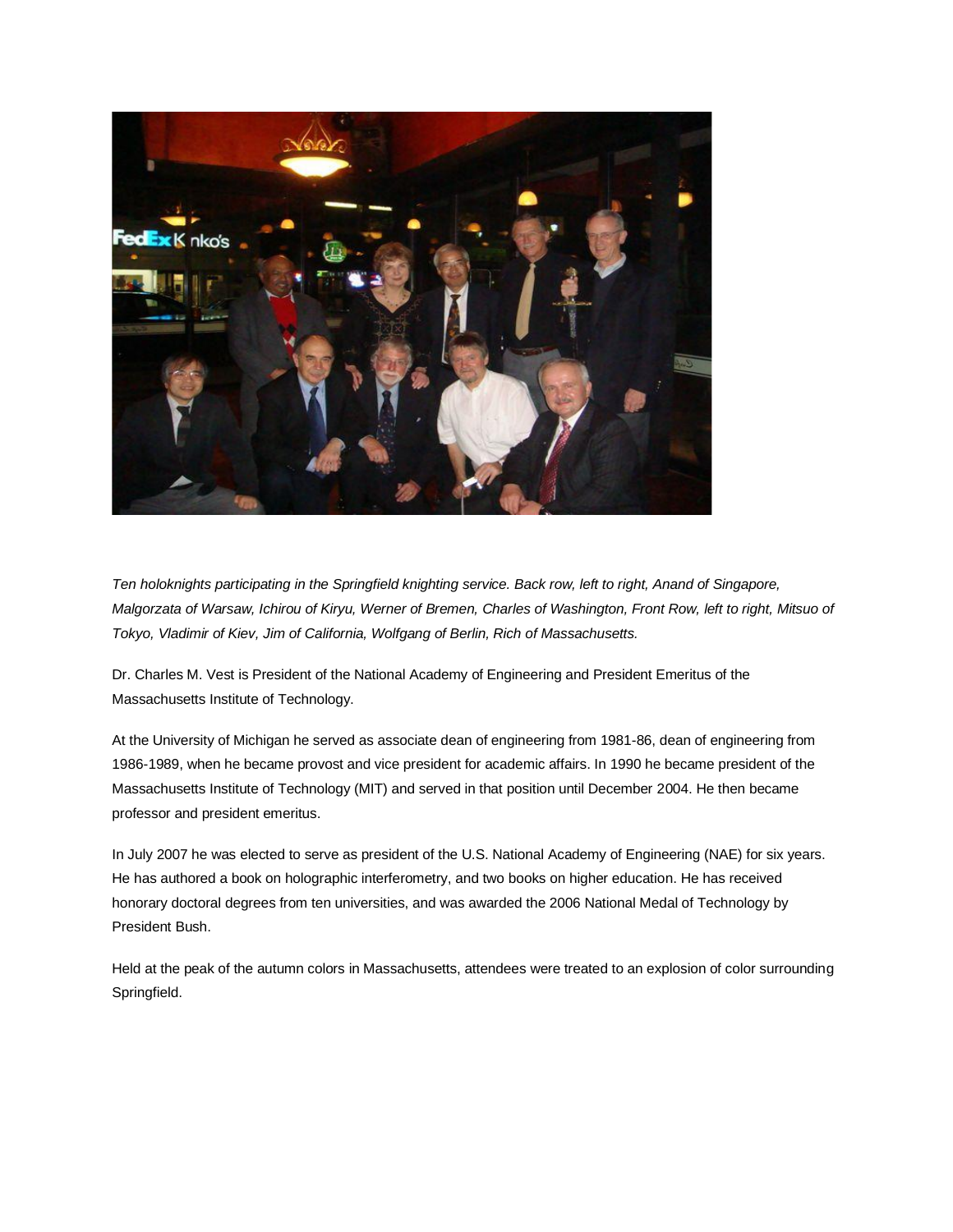*Ten holoknights participating in the Springfield knighting service. Back row, left to right, Anand of Singapore, Malgorzata of Warsaw, Ichirou of Kiryu, Werner of Bremen, Charles of Washington, Front Row, left to right, Mitsuo of Tokyo, Vladimir of Kiev, Jim of California, Wolfgang of Berlin, Rich of Massachusetts.*

Dr. Charles M. Vest is President of the National Academy of Engineering and President Emeritus of the Massachusetts Institute of Technology.

At the University of Michigan he served as associate dean of engineering from 1981-86, dean of engineering from 1986-1989, when he became provost and vice president for academic affairs. In 1990 he became president of the Massachusetts Institute of Technology (MIT) and served in that position until December 2004. He then became professor and president emeritus.

In July 2007 he was elected to serve as president of the U.S. National Academy of Engineering (NAE) for six years. He has authored a book on holographic interferometry, and two books on higher education. He has received honorary doctoral degrees from ten universities, and was awarded the 2006 National Medal of Technology by President Bush.

Held at the peak of the autumn colors in Massachusetts, attendees were treated to an explosion of color surrounding Springfield.